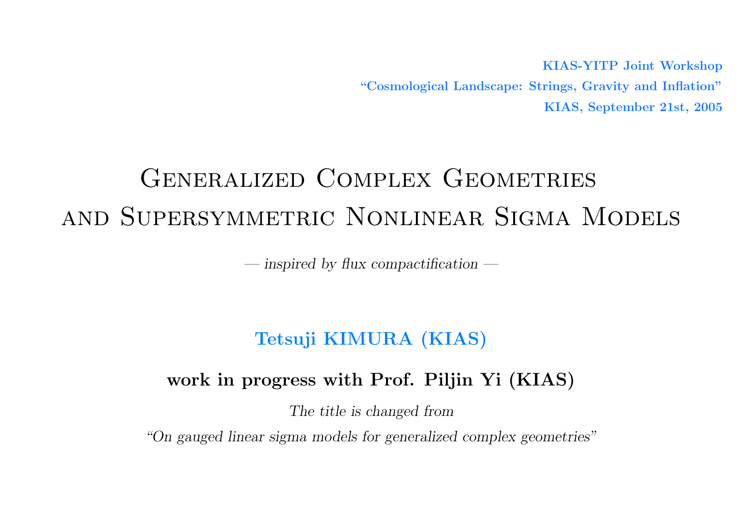**KIAS-YITP Joint Workshop**

**"Cosmological Landscape: Strings, Gravity and Inflation"**

**KIAS, September 21st, 2005**

# Generalized Complex Geometries and Supersymmetric Nonlinear Sigma Models

— *inspired by flux compactification* —

**Tetsuji KIMURA (KIAS)**

**work in progress with Prof. Piljin Yi (KIAS)**

*The title is changed from*

*"On gauged linear sigma models for generalized complex geometries"*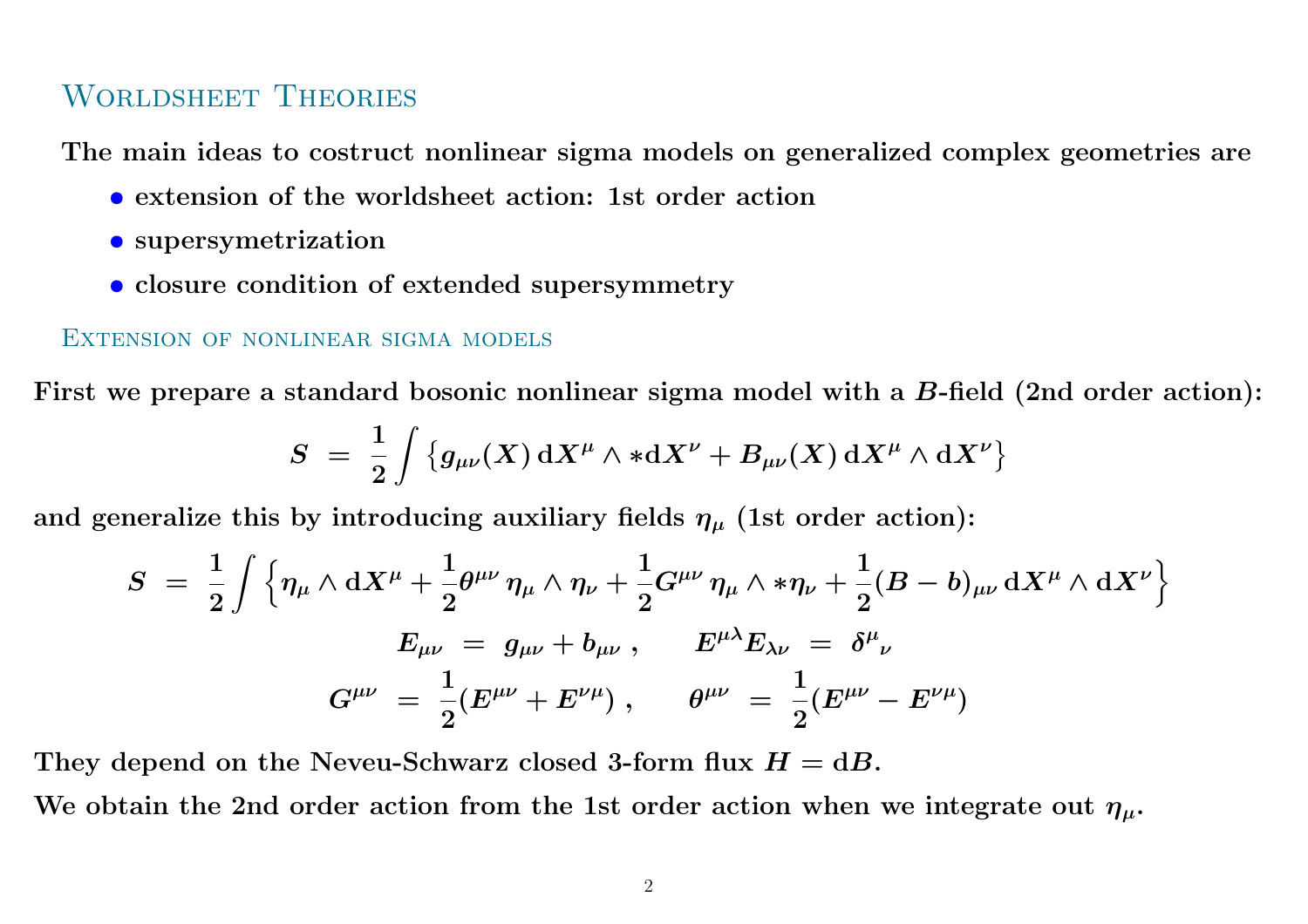## Worldsheet Theories

The main ideas to costruct nonlinear sigma models on generalized complex geometries are

- extension of the worldsheet action: 1st order action
- supersymetrization
- closure condition of extended supersymmetry

### Extension of nonlinear sigma models

First we prepare a standard bosonic nonlinear sigma model with a $B$-field (2nd order action):

$$S \;=\; \frac{1}{2}\int \big\{ g_{\mu\nu}(X)\,\mathrm{d}X^{\mu} \wedge *\mathrm{d}X^{\nu} + B_{\mu\nu}(X)\,\mathrm{d}X^{\mu} \wedge \mathrm{d}X^{\nu} \big\}$$

and generalize this by introducing auxiliary fields $\eta_\mu$ (1st order action):

$$S \;=\; \frac{1}{2}\int \Big\{ \eta_\mu \wedge \mathrm{d}X^\mu + \frac{1}{2}\theta^{\mu\nu}\,\eta_\mu \wedge \eta_\nu + \frac{1}{2}G^{\mu\nu}\,\eta_\mu \wedge *\eta_\nu + \frac{1}{2}(B-b)_{\mu\nu}\,\mathrm{d}X^\mu \wedge \mathrm{d}X^\nu \Big\}$$

$$E_{\mu\nu} \;=\; g_{\mu\nu} + b_{\mu\nu}\,, \qquad E^{\mu\lambda}E_{\lambda\nu} \;=\; \delta^{\mu}{}_{\nu}$$

$$G^{\mu\nu} \;=\; \frac{1}{2}(E^{\mu\nu} + E^{\nu\mu})\,, \qquad \theta^{\mu\nu} \;=\; \frac{1}{2}(E^{\mu\nu} - E^{\nu\mu})$$

They depend on the Neveu-Schwarz closed 3-form flux $H = \mathrm{d}B$.

We obtain the 2nd order action from the 1st order action when we integrate out $\eta_\mu$.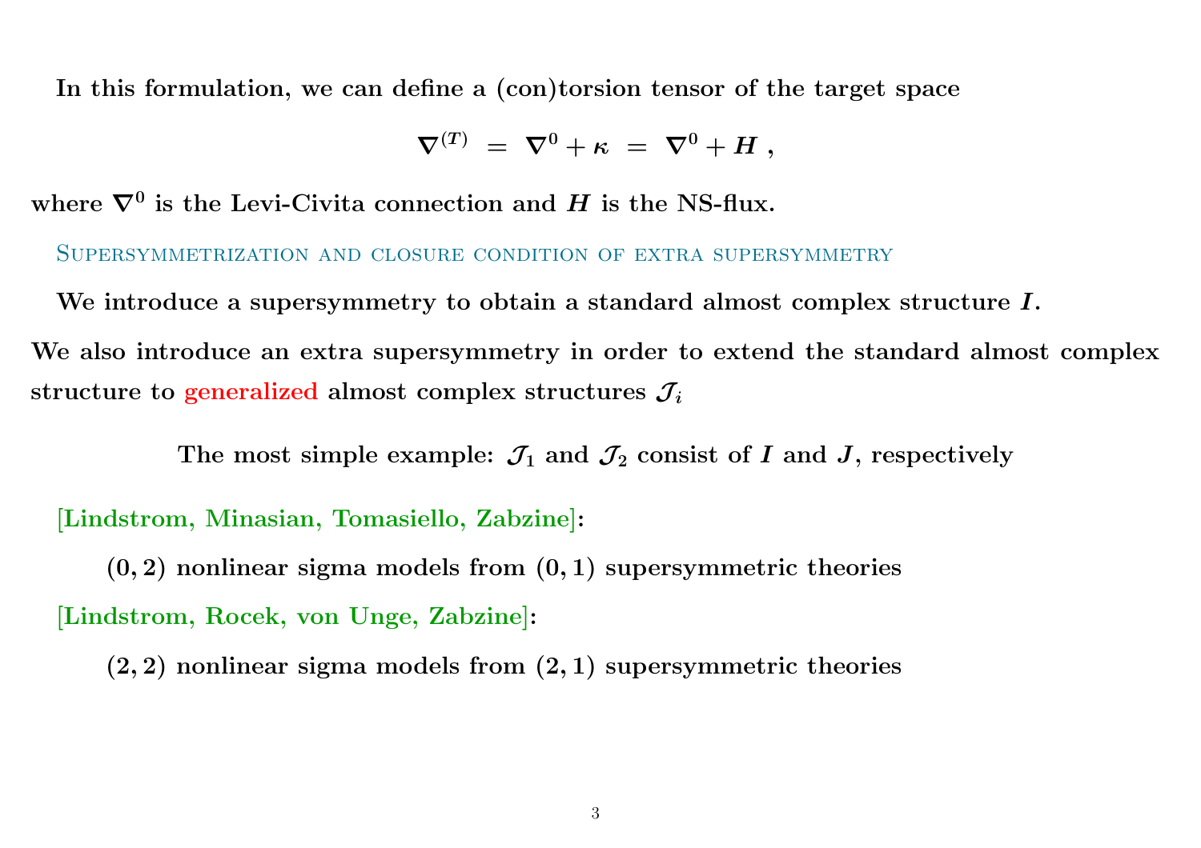In this formulation, we can define a (con)torsion tensor of the target space

$$\nabla^{(T)} = \nabla^0 + \kappa = \nabla^0 + H \ ,$$

where $\nabla^0$ is the Levi-Civita connection and $H$ is the NS-flux.

### Supersymmetrization and closure condition of extra supersymmetry

We introduce a supersymmetry to obtain a standard almost complex structure $I$.

We also introduce an extra supersymmetry in order to extend the standard almost complex structure to generalized almost complex structures $\mathcal{J}_i$

The most simple example: $\mathcal{J}_1$ and $\mathcal{J}_2$ consist of $I$ and $J$, respectively

[Lindstrom, Minasian, Tomasiello, Zabzine]:

$(0,2)$ nonlinear sigma models from $(0,1)$ supersymmetric theories

[Lindstrom, Rocek, von Unge, Zabzine]:

$(2,2)$ nonlinear sigma models from $(2,1)$ supersymmetric theories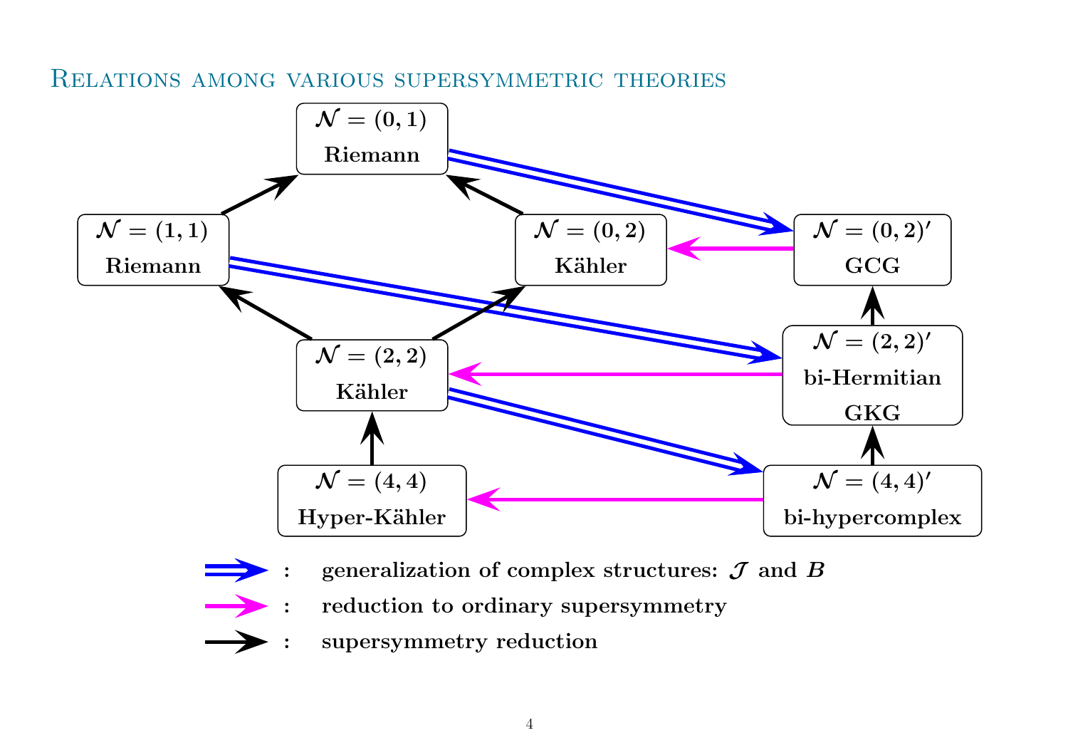# Relations among various supersymmetric theories

$\mathcal{N} = (0,1)$ Riemann

$\mathcal{N} = (1,1)$ Riemann

$\mathcal{N} = (0,2)$ Kähler

$\mathcal{N} = (0,2)'$ GCG

$\mathcal{N} = (2,2)$ Kähler

$\mathcal{N} = (2,2)'$ bi-Hermitian GKG

$\mathcal{N} = (4,4)$ Hyper-Kähler

$\mathcal{N} = (4,4)'$ bi-hypercomplex

: generalization of complex structures: $\mathcal{J}$ and $B$

: reduction to ordinary supersymmetry

: supersymmetry reduction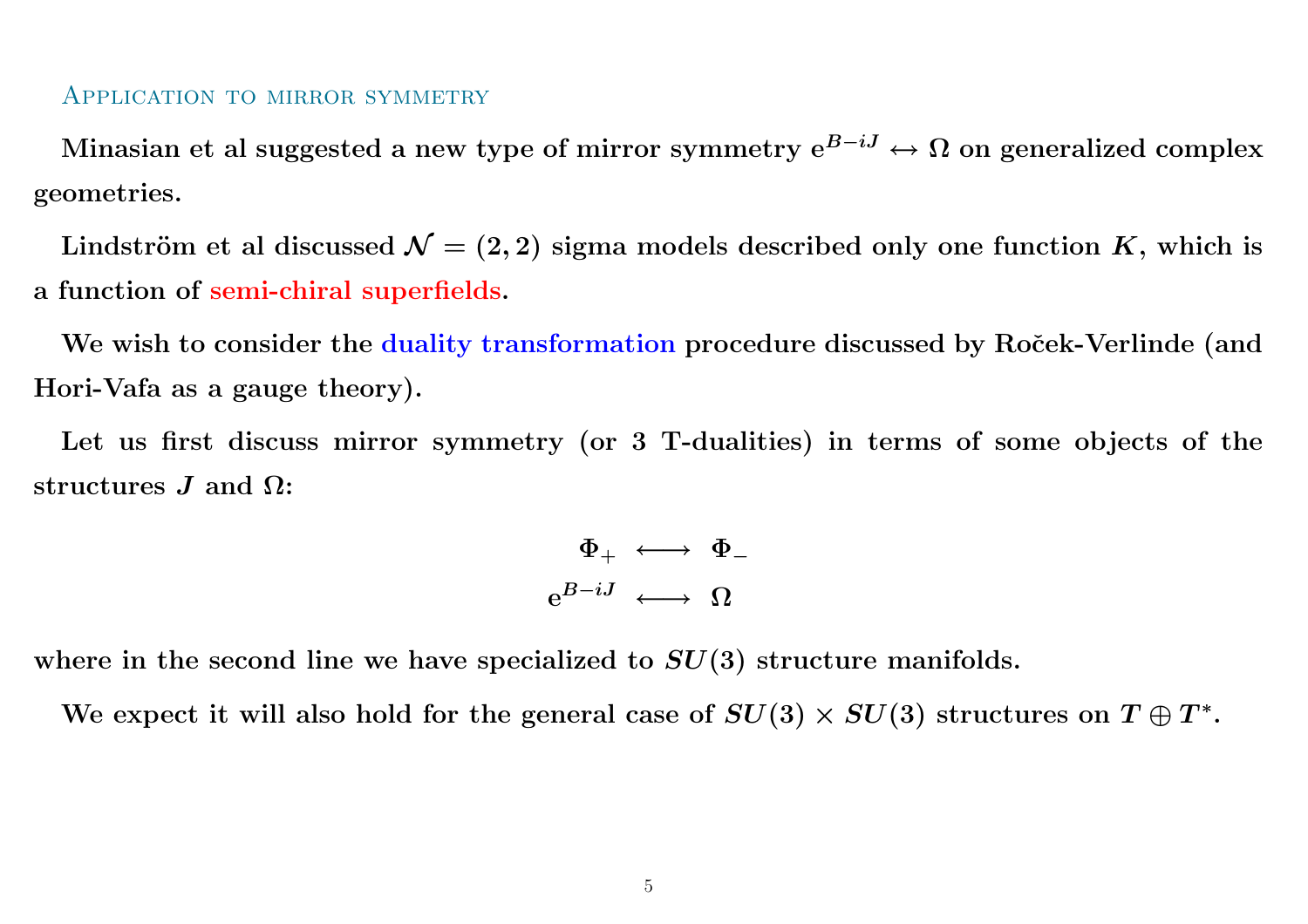## Application to mirror symmetry

Minasian et al suggested a new type of mirror symmetry $\mathrm{e}^{B-iJ} \leftrightarrow \Omega$ on generalized complex geometries.

Lindström et al discussed $\mathcal{N} = (2,2)$ sigma models described only one function $K$, which is a function of semi-chiral superfields.

We wish to consider the duality transformation procedure discussed by Roček-Verlinde (and Hori-Vafa as a gauge theory).

Let us first discuss mirror symmetry (or 3 T-dualities) in terms of some objects of the structures $J$ and $\Omega$:

$$
\begin{array}{rcl}
\Phi_+ & \longleftrightarrow & \Phi_- \\
\mathrm{e}^{B-iJ} & \longleftrightarrow & \Omega
\end{array}
$$

where in the second line we have specialized to $SU(3)$ structure manifolds.

We expect it will also hold for the general case of $SU(3) \times SU(3)$ structures on $T \oplus T^*$.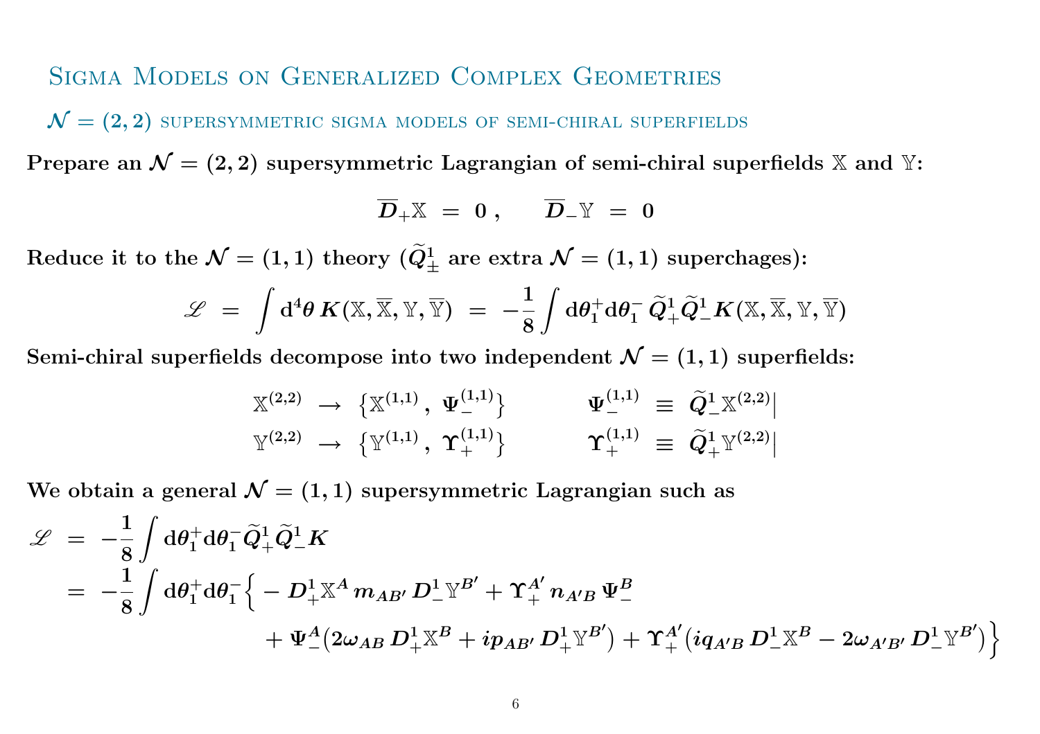# Sigma Models on Generalized Complex Geometries

## $\mathcal{N} = (2,2)$ supersymmetric sigma models of semi-chiral superfields

**Prepare an $\mathcal{N} = (2,2)$ supersymmetric Lagrangian of semi-chiral superfields $\mathbb{X}$ and $\mathbb{Y}$:**

$$\overline{D}_+ \mathbb{X} \ = \ 0 \, , \qquad \overline{D}_- \mathbb{Y} \ = \ 0$$

**Reduce it to the $\mathcal{N} = (1,1)$ theory ($\widetilde{Q}{}^1_{\pm}$ are extra $\mathcal{N} = (1,1)$ superchages):**

$$\mathscr{L} \ = \ \int \mathrm{d}^4 \theta \, K(\mathbb{X}, \overline{\mathbb{X}}, \mathbb{Y}, \overline{\mathbb{Y}}) \ = \ -\frac{1}{8} \int \mathrm{d}\theta_1^+ \mathrm{d}\theta_1^- \, \widetilde{Q}{}^1_+ \widetilde{Q}{}^1_- K(\mathbb{X}, \overline{\mathbb{X}}, \mathbb{Y}, \overline{\mathbb{Y}})$$

**Semi-chiral superfields decompose into two independent $\mathcal{N} = (1,1)$ superfields:**

$$\mathbb{X}^{(2,2)} \ \to \ \big\{ \mathbb{X}^{(1,1)} , \ \Psi_-^{(1,1)} \big\} \qquad\qquad \Psi_-^{(1,1)} \ \equiv \ \widetilde{Q}{}^1_- \mathbb{X}^{(2,2)} \big|$$

$$\mathbb{Y}^{(2,2)} \ \to \ \big\{ \mathbb{Y}^{(1,1)} , \ \Upsilon_+^{(1,1)} \big\} \qquad\qquad \Upsilon_+^{(1,1)} \ \equiv \ \widetilde{Q}{}^1_+ \mathbb{Y}^{(2,2)} \big|$$

**We obtain a general $\mathcal{N} = (1,1)$ supersymmetric Lagrangian such as**

$$\begin{aligned}
\mathscr{L} \ &= \ -\frac{1}{8} \int \mathrm{d}\theta_1^+ \mathrm{d}\theta_1^- \widetilde{Q}{}^1_+ \widetilde{Q}{}^1_- K \\
&= \ -\frac{1}{8} \int \mathrm{d}\theta_1^+ \mathrm{d}\theta_1^- \Big\{ - D^1_+ \mathbb{X}^A \, m_{AB'} \, D^1_- \mathbb{Y}^{B'} + \Upsilon_+^{A'} \, n_{A'B} \, \Psi_-^B \\
&\qquad\qquad + \Psi_-^A \big( 2\omega_{AB} \, D^1_+ \mathbb{X}^B + i p_{AB'} \, D^1_+ \mathbb{Y}^{B'} \big) + \Upsilon_+^{A'} \big( i q_{A'B} \, D^1_- \mathbb{X}^B - 2\omega_{A'B'} \, D^1_- \mathbb{Y}^{B'} \big) \Big\}
\end{aligned}$$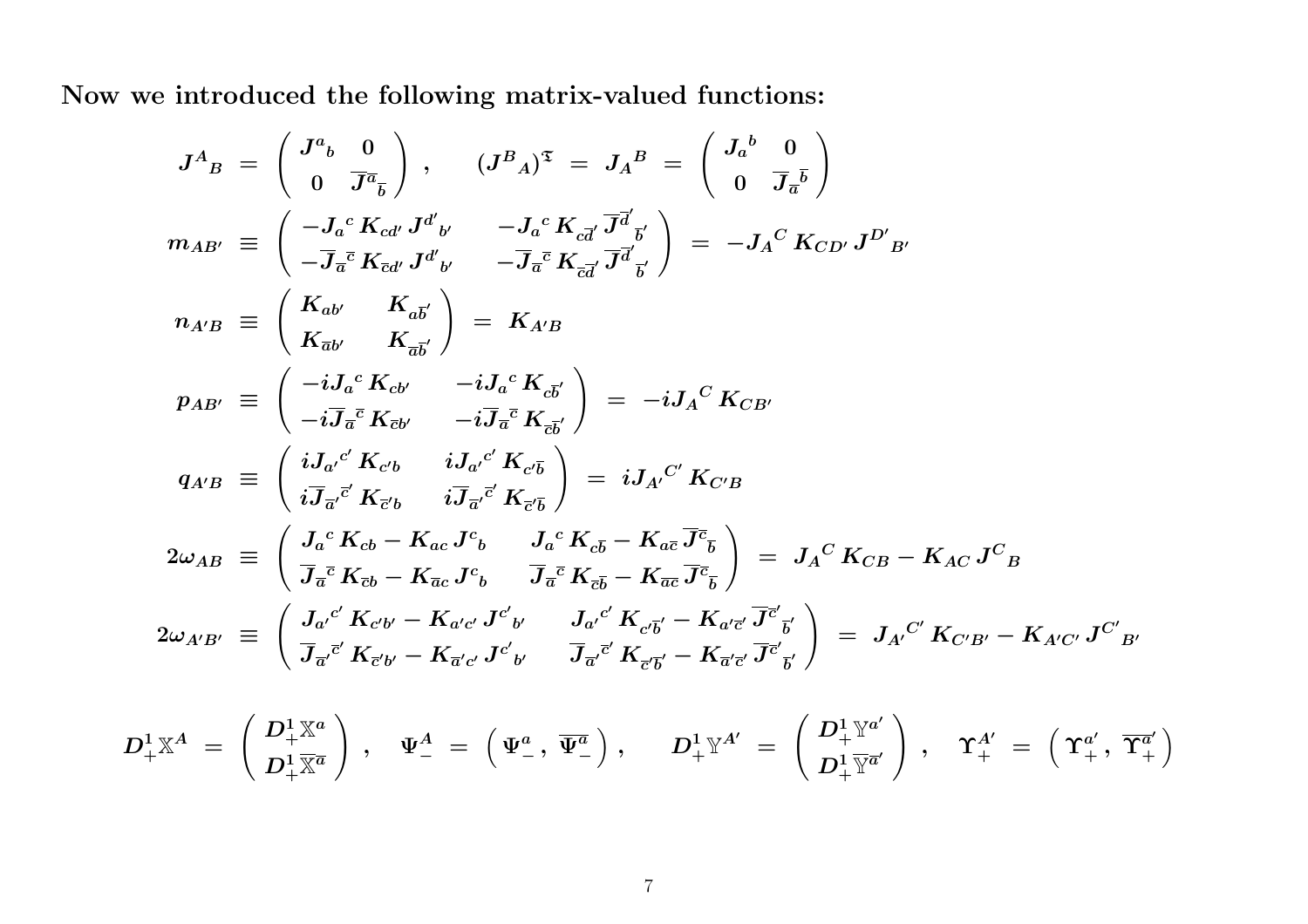**Now we introduced the following matrix-valued functions:**

$$
\begin{aligned}
J^A{}_B \;&=\; \begin{pmatrix} J^a{}_b & 0 \\ 0 & \overline{J}^{\overline{a}}{}_{\overline{b}} \end{pmatrix}, \qquad (J^B{}_A)^{\mathfrak{T}} \;=\; J_A{}^B \;=\; \begin{pmatrix} J_a{}^b & 0 \\ 0 & \overline{J}_{\overline{a}}{}^{\overline{b}} \end{pmatrix} \\
m_{AB'} \;&\equiv\; \begin{pmatrix} -J_a{}^c\, K_{cd'}\, J^{d'}{}_{b'} & -J_a{}^c\, K_{c\overline{d}'}\, \overline{J}^{\overline{d}'}{}_{\overline{b}'} \\ -\overline{J}_{\overline{a}}{}^{\overline{c}}\, K_{\overline{c}d'}\, J^{d'}{}_{b'} & -\overline{J}_{\overline{a}}{}^{\overline{c}}\, K_{\overline{c}\overline{d}'}\, \overline{J}^{\overline{d}'}{}_{\overline{b}'} \end{pmatrix} \;=\; -J_A{}^C\, K_{CD'}\, J^{D'}{}_{B'} \\
n_{A'B} \;&\equiv\; \begin{pmatrix} K_{ab'} & K_{a\overline{b}'} \\ K_{\overline{a}b'} & K_{\overline{a}\overline{b}'} \end{pmatrix} \;=\; K_{A'B} \\
p_{AB'} \;&\equiv\; \begin{pmatrix} -iJ_a{}^c\, K_{cb'} & -iJ_a{}^c\, K_{c\overline{b}'} \\ -i\overline{J}_{\overline{a}}{}^{\overline{c}}\, K_{\overline{c}b'} & -i\overline{J}_{\overline{a}}{}^{\overline{c}}\, K_{\overline{c}\overline{b}'} \end{pmatrix} \;=\; -iJ_A{}^C\, K_{CB'} \\
q_{A'B} \;&\equiv\; \begin{pmatrix} iJ_{a'}{}^{c'}\, K_{c'b} & iJ_{a'}{}^{c'}\, K_{c'\overline{b}} \\ i\overline{J}_{\overline{a}'}{}^{\overline{c}'}\, K_{\overline{c}'b} & i\overline{J}_{\overline{a}'}{}^{\overline{c}'}\, K_{\overline{c}'\overline{b}} \end{pmatrix} \;=\; iJ_{A'}{}^{C'}\, K_{C'B} \\
2\omega_{AB} \;&\equiv\; \begin{pmatrix} J_a{}^c\, K_{cb} - K_{ac}\, J^c{}_b & J_a{}^c\, K_{c\overline{b}} - K_{a\overline{c}}\, \overline{J}^{\overline{c}}{}_{\overline{b}} \\ \overline{J}_{\overline{a}}{}^{\overline{c}}\, K_{\overline{c}b} - K_{\overline{a}c}\, J^c{}_b & \overline{J}_{\overline{a}}{}^{\overline{c}}\, K_{\overline{c}\overline{b}} - K_{\overline{a}\overline{c}}\, \overline{J}^{\overline{c}}{}_{\overline{b}} \end{pmatrix} \;=\; J_A{}^C\, K_{CB} - K_{AC}\, J^C{}_B \\
2\omega_{A'B'} \;&\equiv\; \begin{pmatrix} J_{a'}{}^{c'}\, K_{c'b'} - K_{a'c'}\, J^{c'}{}_{b'} & J_{a'}{}^{c'}\, K_{c'\overline{b}'} - K_{a'\overline{c}'}\, \overline{J}^{\overline{c}'}{}_{\overline{b}'} \\ \overline{J}_{\overline{a}'}{}^{\overline{c}'}\, K_{\overline{c}'b'} - K_{\overline{a}'c'}\, J^{c'}{}_{b'} & \overline{J}_{\overline{a}'}{}^{\overline{c}'}\, K_{\overline{c}'\overline{b}'} - K_{\overline{a}'\overline{c}'}\, \overline{J}^{\overline{c}'}{}_{\overline{b}'} \end{pmatrix} \;=\; J_{A'}{}^{C'}\, K_{C'B'} - K_{A'C'}\, J^{C'}{}_{B'}
\end{aligned}
$$

$$
D^1_+\mathbb{X}^A \;=\; \begin{pmatrix} D^1_+\mathbb{X}^a \\ D^1_+\overline{\mathbb{X}}^{\overline{a}} \end{pmatrix}, \quad \Psi^A_- \;=\; \left( \Psi^a_-,\; \overline{\Psi}^{\overline{a}}_- \right), \qquad D^1_+\mathbb{Y}^{A'} \;=\; \begin{pmatrix} D^1_+\mathbb{Y}^{a'} \\ D^1_+\overline{\mathbb{Y}}^{\overline{a}'} \end{pmatrix}, \quad \Upsilon^{A'}_+ \;=\; \left( \Upsilon^{a'}_+,\; \overline{\Upsilon}^{\overline{a}'}_+ \right)
$$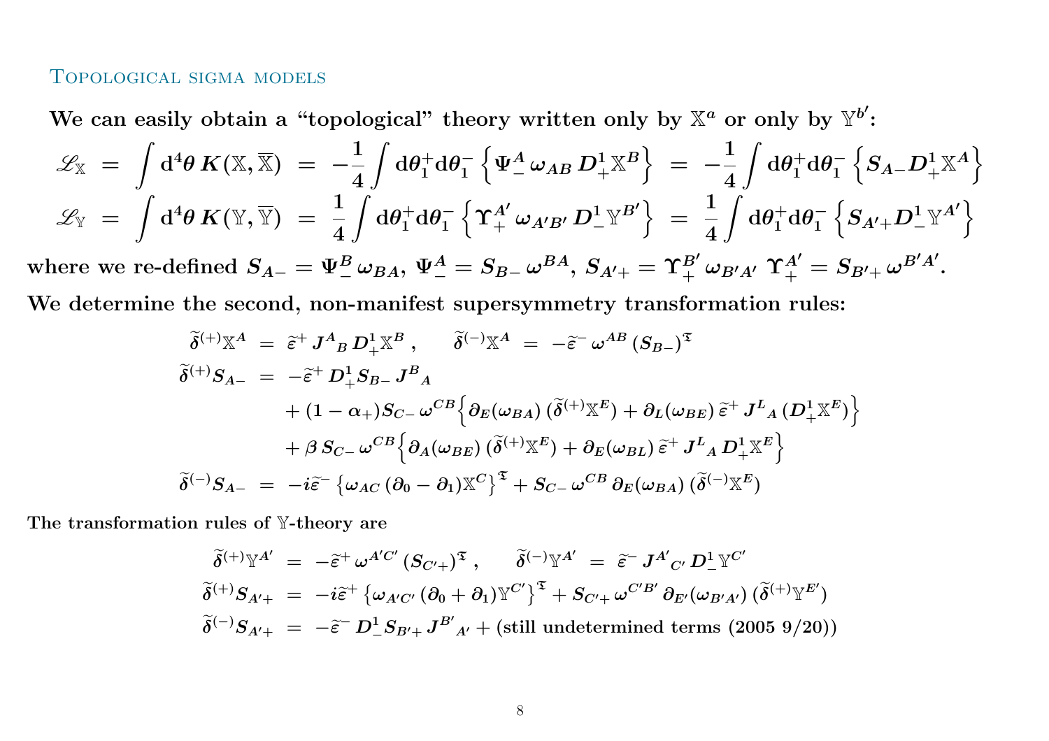## Topological sigma models

**We can easily obtain a "topological" theory written only by $\mathbb{X}^a$ or only by $\mathbb{Y}^{b'}$:**

$$
\begin{aligned}
\mathscr{L}_{\mathbb{X}} \;&=\; \int \mathrm{d}^4\theta \, K(\mathbb{X}, \overline{\mathbb{X}}) \;=\; -\frac{1}{4} \int \mathrm{d}\theta_1^+ \mathrm{d}\theta_1^- \Big\{ \Psi_-^A \, \omega_{AB} \, D_+^1 \mathbb{X}^B \Big\} \;=\; -\frac{1}{4} \int \mathrm{d}\theta_1^+ \mathrm{d}\theta_1^- \Big\{ S_{A-} D_+^1 \mathbb{X}^A \Big\} \\
\mathscr{L}_{\mathbb{Y}} \;&=\; \int \mathrm{d}^4\theta \, K(\mathbb{Y}, \overline{\mathbb{Y}}) \;=\; \frac{1}{4} \int \mathrm{d}\theta_1^+ \mathrm{d}\theta_1^- \Big\{ \Upsilon_+^{A'} \, \omega_{A'B'} \, D_-^1 \mathbb{Y}^{B'} \Big\} \;=\; \frac{1}{4} \int \mathrm{d}\theta_1^+ \mathrm{d}\theta_1^- \Big\{ S_{A'+} D_-^1 \mathbb{Y}^{A'} \Big\}
\end{aligned}
$$

**where we re-defined $S_{A-} = \Psi_-^B \, \omega_{BA}$, $\Psi_-^A = S_{B-} \, \omega^{BA}$, $S_{A'+} = \Upsilon_+^{B'} \, \omega_{B'A'}$ $\Upsilon_+^{A'} = S_{B'+} \, \omega^{B'A'}$.**

**We determine the second, non-manifest supersymmetry transformation rules:**

$$
\begin{aligned}
\widetilde{\delta}^{(+)} \mathbb{X}^A \;&=\; \widetilde{\varepsilon}^+ \, J^A{}_B \, D_+^1 \mathbb{X}^B \,, \qquad \widetilde{\delta}^{(-)} \mathbb{X}^A \;=\; -\widetilde{\varepsilon}^- \, \omega^{AB} \, (S_{B-})^{\mathfrak{T}} \\
\widetilde{\delta}^{(+)} S_{A-} \;&=\; -\widetilde{\varepsilon}^+ \, D_+^1 S_{B-} \, J^B{}_A \\
&\qquad + (1 - \alpha_+) S_{C-} \, \omega^{CB} \Big\{ \partial_E(\omega_{BA}) \, (\widetilde{\delta}^{(+)} \mathbb{X}^E) + \partial_L(\omega_{BE}) \, \widetilde{\varepsilon}^+ \, J^L{}_A \, (D_+^1 \mathbb{X}^E) \Big\} \\
&\qquad + \beta \, S_{C-} \, \omega^{CB} \Big\{ \partial_A(\omega_{BE}) \, (\widetilde{\delta}^{(+)} \mathbb{X}^E) + \partial_E(\omega_{BL}) \, \widetilde{\varepsilon}^+ \, J^L{}_A \, D_+^1 \mathbb{X}^E \Big\} \\
\widetilde{\delta}^{(-)} S_{A-} \;&=\; -i \widetilde{\varepsilon}^- \, \big\{ \omega_{AC} \, (\partial_0 - \partial_1) \mathbb{X}^C \big\}^{\mathfrak{T}} + S_{C-} \, \omega^{CB} \, \partial_E(\omega_{BA}) \, (\widetilde{\delta}^{(-)} \mathbb{X}^E)
\end{aligned}
$$

**The transformation rules of $\mathbb{Y}$-theory are**

$$
\begin{aligned}
\widetilde{\delta}^{(+)} \mathbb{Y}^{A'} \;&=\; -\widetilde{\varepsilon}^+ \, \omega^{A'C'} \, (S_{C'+})^{\mathfrak{T}} \,, \qquad \widetilde{\delta}^{(-)} \mathbb{Y}^{A'} \;=\; \widetilde{\varepsilon}^- \, J^{A'}{}_{C'} \, D_-^1 \mathbb{Y}^{C'} \\
\widetilde{\delta}^{(+)} S_{A'+} \;&=\; -i \widetilde{\varepsilon}^+ \, \big\{ \omega_{A'C'} \, (\partial_0 + \partial_1) \mathbb{Y}^{C'} \big\}^{\mathfrak{T}} + S_{C'+} \, \omega^{C'B'} \, \partial_{E'}(\omega_{B'A'}) \, (\widetilde{\delta}^{(+)} \mathbb{Y}^{E'}) \\
\widetilde{\delta}^{(-)} S_{A'+} \;&=\; -\widetilde{\varepsilon}^- \, D_-^1 S_{B'+} \, J^{B'}{}_{A'} + (\text{still undetermined terms (2005 9/20)})
\end{aligned}
$$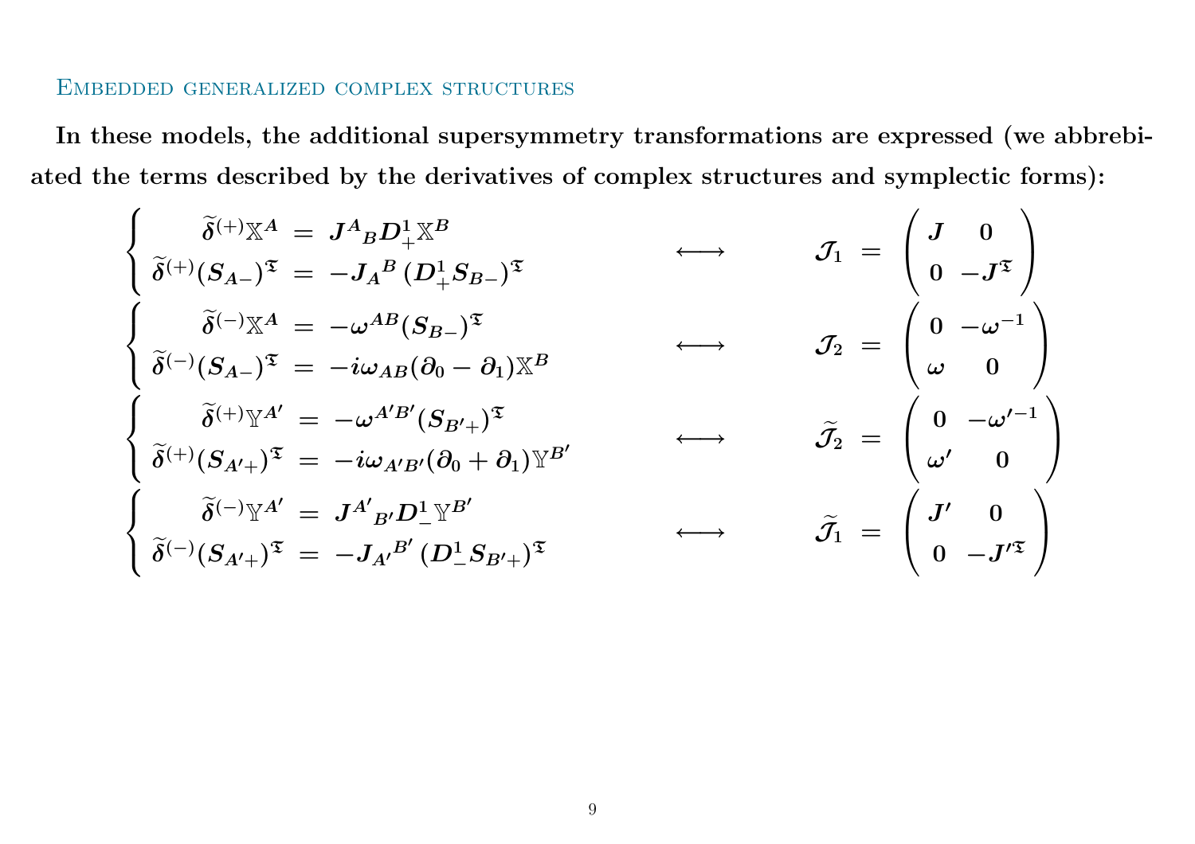## Embedded generalized complex structures

**In these models, the additional supersymmetry transformations are expressed (we abbrebiated the terms described by the derivatives of complex structures and symplectic forms):**

$$
\left\{
\begin{aligned}
\widetilde{\delta}^{(+)} \mathbb{X}^A &= J^A{}_B D^1_+ \mathbb{X}^B \\
\widetilde{\delta}^{(+)} (S_{A-})^{\mathfrak{T}} &= -J_A{}^B \, (D^1_+ S_{B-})^{\mathfrak{T}}
\end{aligned}
\right.
\qquad \longleftrightarrow \qquad
\mathcal{J}_1 = \begin{pmatrix} J & 0 \\ 0 & -J^{\mathfrak{T}} \end{pmatrix}
$$

$$
\left\{
\begin{aligned}
\widetilde{\delta}^{(-)} \mathbb{X}^A &= -\omega^{AB} (S_{B-})^{\mathfrak{T}} \\
\widetilde{\delta}^{(-)} (S_{A-})^{\mathfrak{T}} &= -i \omega_{AB} (\partial_0 - \partial_1) \mathbb{X}^B
\end{aligned}
\right.
\qquad \longleftrightarrow \qquad
\mathcal{J}_2 = \begin{pmatrix} 0 & -\omega^{-1} \\ \omega & 0 \end{pmatrix}
$$

$$
\left\{
\begin{aligned}
\widetilde{\delta}^{(+)} \mathbb{Y}^{A'} &= -\omega^{A'B'} (S_{B'+})^{\mathfrak{T}} \\
\widetilde{\delta}^{(+)} (S_{A'+})^{\mathfrak{T}} &= -i \omega_{A'B'} (\partial_0 + \partial_1) \mathbb{Y}^{B'}
\end{aligned}
\right.
\qquad \longleftrightarrow \qquad
\widetilde{\mathcal{J}}_2 = \begin{pmatrix} 0 & -\omega'^{-1} \\ \omega' & 0 \end{pmatrix}
$$

$$
\left\{
\begin{aligned}
\widetilde{\delta}^{(-)} \mathbb{Y}^{A'} &= J^{A'}{}_{B'} D^1_- \mathbb{Y}^{B'} \\
\widetilde{\delta}^{(-)} (S_{A'+})^{\mathfrak{T}} &= -J_{A'}{}^{B'} \, (D^1_- S_{B'+})^{\mathfrak{T}}
\end{aligned}
\right.
\qquad \longleftrightarrow \qquad
\widetilde{\mathcal{J}}_1 = \begin{pmatrix} J' & 0 \\ 0 & -J'^{\mathfrak{T}} \end{pmatrix}
$$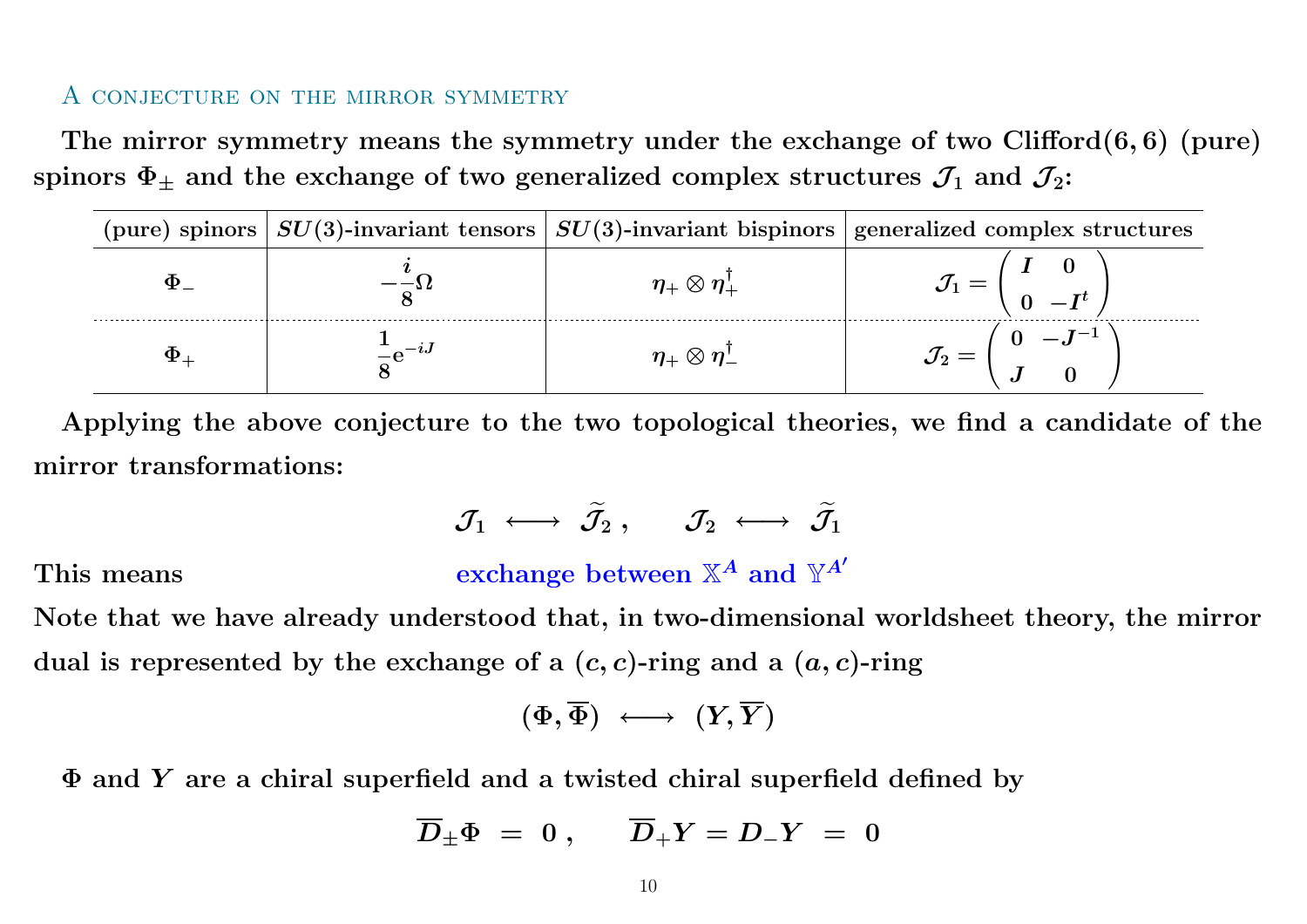## A conjecture on the mirror symmetry

**The mirror symmetry means the symmetry under the exchange of two Clifford(6, 6) (pure) spinors $\Phi_\pm$ and the exchange of two generalized complex structures $\mathcal{J}_1$ and $\mathcal{J}_2$:**

| (pure) spinors | $SU(3)$-invariant tensors | $SU(3)$-invariant bispinors | generalized complex structures |
|---|---|---|---|
| $\Phi_-$ | $-\frac{i}{8}\Omega$ | $\eta_+ \otimes \eta_+^\dagger$ | $\mathcal{J}_1 = \begin{pmatrix} I & 0 \\ 0 & -I^t \end{pmatrix}$ |
| $\Phi_+$ | $\frac{1}{8}\mathrm{e}^{-iJ}$ | $\eta_+ \otimes \eta_-^\dagger$ | $\mathcal{J}_2 = \begin{pmatrix} 0 & -J^{-1} \\ J & 0 \end{pmatrix}$ |

**Applying the above conjecture to the two topological theories, we find a candidate of the mirror transformations:**

$$\mathcal{J}_1 \longleftrightarrow \widetilde{\mathcal{J}}_2 \, , \qquad \mathcal{J}_2 \longleftrightarrow \widetilde{\mathcal{J}}_1$$

**This means** exchange between $\mathbb{X}^A$ and $\mathbb{Y}^{A'}$

**Note that we have already understood that, in two-dimensional worldsheet theory, the mirror dual is represented by the exchange of a $(c,c)$-ring and a $(a,c)$-ring**

$$(\Phi, \overline{\Phi}) \longleftrightarrow (Y, \overline{Y})$$

**$\Phi$ and $Y$ are a chiral superfield and a twisted chiral superfield defined by**

$$\overline{D}_\pm \Phi = 0 \, , \qquad \overline{D}_+ Y = D_- Y = 0$$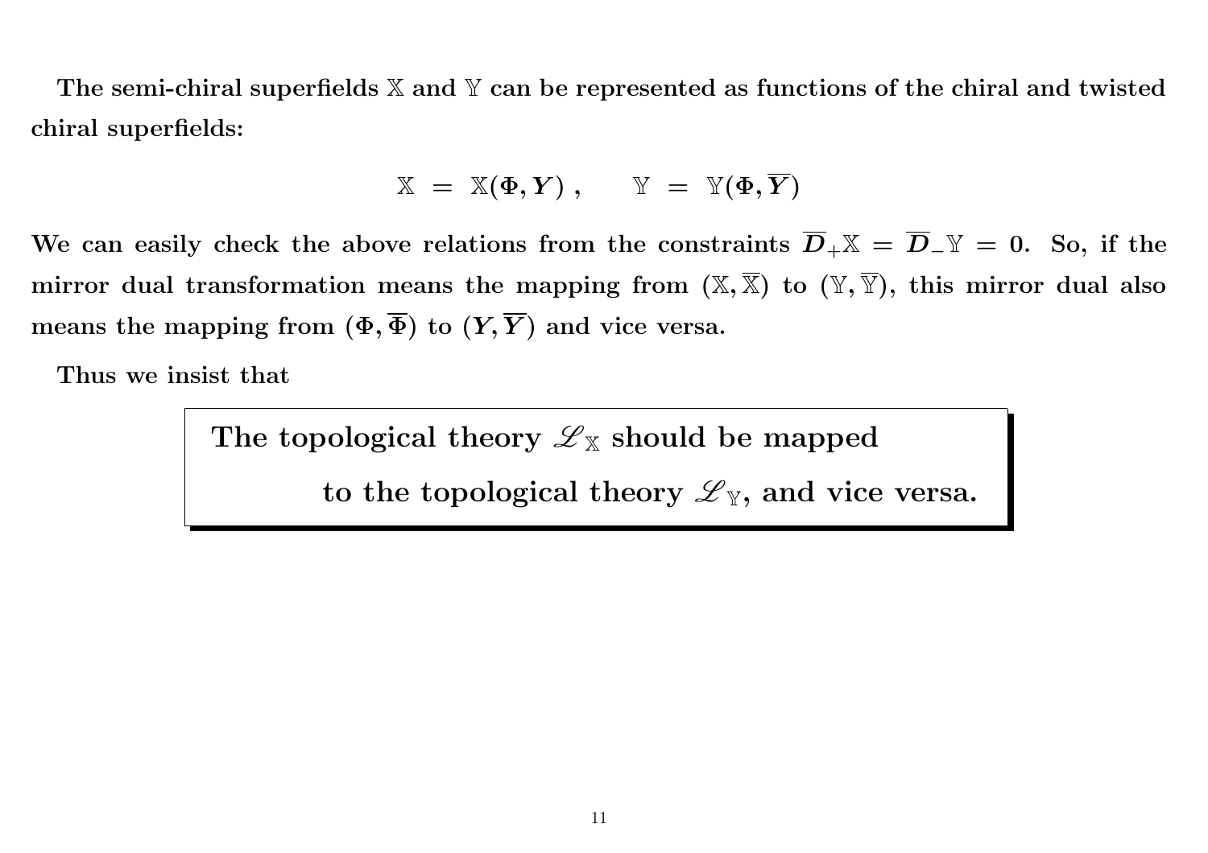The semi-chiral superfields $\mathbb{X}$ and $\mathbb{Y}$ can be represented as functions of the chiral and twisted chiral superfields:

$$\mathbb{X} \ = \ \mathbb{X}(\Phi, Y) \ , \qquad \mathbb{Y} \ = \ \mathbb{Y}(\Phi, \overline{Y})$$

We can easily check the above relations from the constraints $\overline{D}_{+}\mathbb{X} = \overline{D}_{-}\mathbb{Y} = 0$. So, if the mirror dual transformation means the mapping from $(\mathbb{X}, \overline{\mathbb{X}})$ to $(\mathbb{Y}, \overline{\mathbb{Y}})$, this mirror dual also means the mapping from $(\Phi, \overline{\Phi})$ to $(Y, \overline{Y})$ and vice versa.

Thus we insist that

> **The topological theory $\mathscr{L}_{\mathbb{X}}$ should be mapped to the topological theory $\mathscr{L}_{\mathbb{Y}}$, and vice versa.**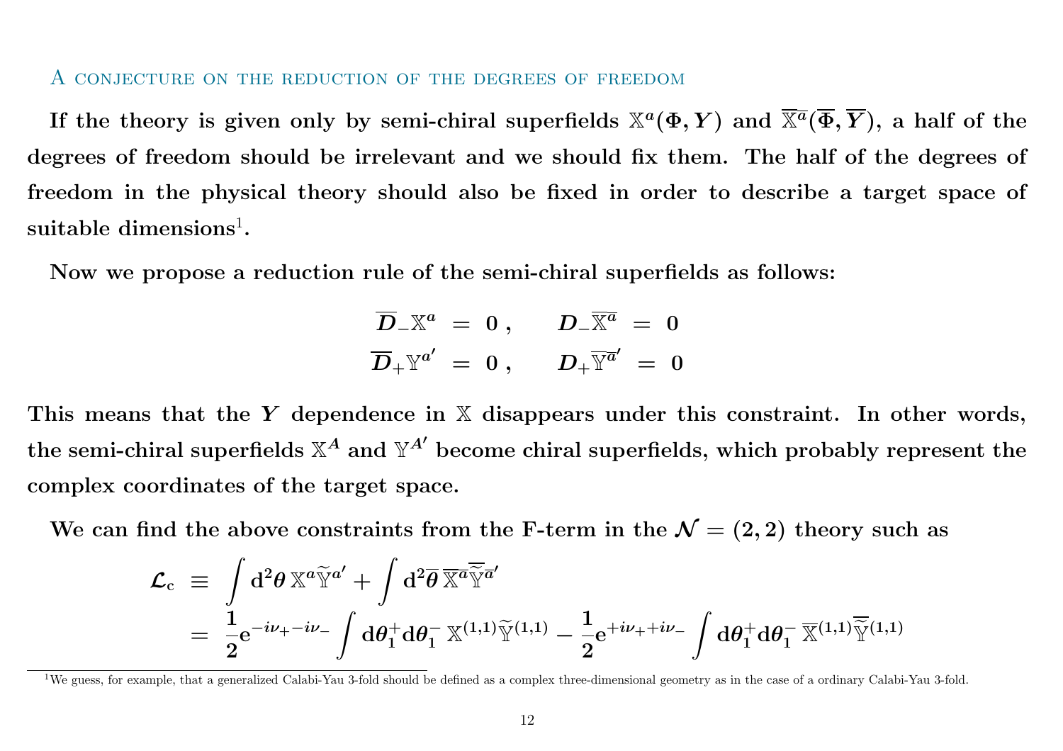### A conjecture on the reduction of the degrees of freedom

If the theory is given only by semi-chiral superfields $\mathbb{X}^a(\Phi, Y)$ and $\overline{\mathbb{X}}^{\overline{a}}(\overline{\Phi}, \overline{Y})$, a half of the degrees of freedom should be irrelevant and we should fix them. The half of the degrees of freedom in the physical theory should also be fixed in order to describe a target space of suitable dimensions[1].

Now we propose a reduction rule of the semi-chiral superfields as follows:

$$
\begin{aligned}
\overline{D}_- \mathbb{X}^a &= 0 \,, \qquad D_- \overline{\mathbb{X}}^{\overline{a}} = 0 \\
\overline{D}_+ \mathbb{Y}^{a'} &= 0 \,, \qquad D_+ \overline{\mathbb{Y}}^{\overline{a}'} = 0
\end{aligned}
$$

This means that the $Y$ dependence in $\mathbb{X}$ disappears under this constraint. In other words, the semi-chiral superfields $\mathbb{X}^A$ and $\mathbb{Y}^{A'}$ become chiral superfields, which probably represent the complex coordinates of the target space.

We can find the above constraints from the F-term in the $\mathcal{N} = (2,2)$ theory such as

$$
\begin{aligned}
\mathcal{L}_{\mathrm{c}} &\equiv \int \mathrm{d}^2\theta \, \mathbb{X}^a \widetilde{\mathbb{Y}}^{a'} + \int \mathrm{d}^2\overline{\theta} \, \overline{\mathbb{X}}^{\overline{a}} \overline{\widetilde{\mathbb{Y}}}^{\overline{a}'} \\
&= \frac{1}{2} \mathrm{e}^{-i\nu_+ - i\nu_-} \int \mathrm{d}\theta_1^+ \mathrm{d}\theta_1^- \, \mathbb{X}^{(1,1)} \widetilde{\mathbb{Y}}^{(1,1)} - \frac{1}{2} \mathrm{e}^{+i\nu_+ + i\nu_-} \int \mathrm{d}\theta_1^+ \mathrm{d}\theta_1^- \, \overline{\mathbb{X}}^{(1,1)} \overline{\widetilde{\mathbb{Y}}}^{(1,1)}
\end{aligned}
$$

[1] We guess, for example, that a generalized Calabi-Yau 3-fold should be defined as a complex three-dimensional geometry as in the case of a ordinary Calabi-Yau 3-fold.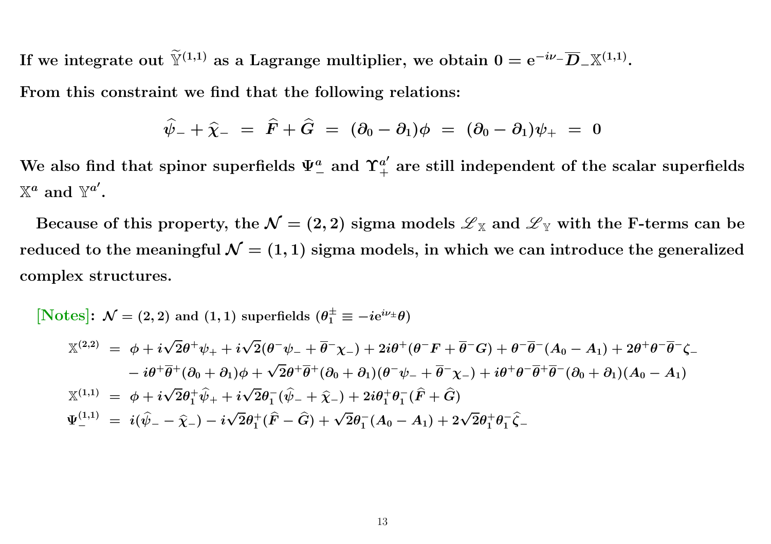**If we integrate out $\widetilde{\mathbb{Y}}^{(1,1)}$ as a Lagrange multiplier, we obtain $0 = \mathrm{e}^{-i\nu_-}\overline{D}_-\mathbb{X}^{(1,1)}$.**

**From this constraint we find that the following relations:**

$$\widehat{\psi}_- + \widehat{\chi}_- \ = \ \widehat{F} + \widehat{G} \ = \ (\partial_0 - \partial_1)\phi \ = \ (\partial_0 - \partial_1)\psi_+ \ = \ 0$$

**We also find that spinor superfields $\Psi_-^a$ and $\Upsilon_+^{a'}$ are still independent of the scalar superfields $\mathbb{X}^a$ and $\mathbb{Y}^{a'}$.**

**Because of this property, the $\mathcal{N} = (2,2)$ sigma models $\mathscr{L}_{\mathbb{X}}$ and $\mathscr{L}_{\mathbb{Y}}$ with the F-terms can be reduced to the meaningful $\mathcal{N} = (1,1)$ sigma models, in which we can introduce the generalized complex structures.**

**[Notes]: $\mathcal{N} = (2,2)$ and $(1,1)$ superfields ($\theta_1^{\pm} \equiv -i\mathrm{e}^{i\nu_\pm}\theta$)**

$$\begin{aligned}
\mathbb{X}^{(2,2)} \ &= \ \phi + i\sqrt{2}\theta^+\psi_+ + i\sqrt{2}(\theta^-\psi_- + \overline{\theta}^-\chi_-) + 2i\theta^+(\theta^- F + \overline{\theta}^- G) + \theta^-\overline{\theta}^-(A_0 - A_1) + 2\theta^+\theta^-\overline{\theta}^-\zeta_- \\
&\quad - i\theta^+\overline{\theta}^+(\partial_0 + \partial_1)\phi + \sqrt{2}\theta^+\overline{\theta}^+(\partial_0 + \partial_1)(\theta^-\psi_- + \overline{\theta}^-\chi_-) + i\theta^+\theta^-\overline{\theta}^+\overline{\theta}^-(\partial_0 + \partial_1)(A_0 - A_1) \\
\mathbb{X}^{(1,1)} \ &= \ \phi + i\sqrt{2}\theta_1^+\widehat{\psi}_+ + i\sqrt{2}\theta_1^-(\widehat{\psi}_- + \widehat{\chi}_-) + 2i\theta_1^+\theta_1^-(\widehat{F} + \widehat{G}) \\
\Psi_-^{(1,1)} \ &= \ i(\widehat{\psi}_- - \widehat{\chi}_-) - i\sqrt{2}\theta_1^+(\widehat{F} - \widehat{G}) + \sqrt{2}\theta_1^-(A_0 - A_1) + 2\sqrt{2}\theta_1^+\theta_1^-\widehat{\zeta}_-
\end{aligned}$$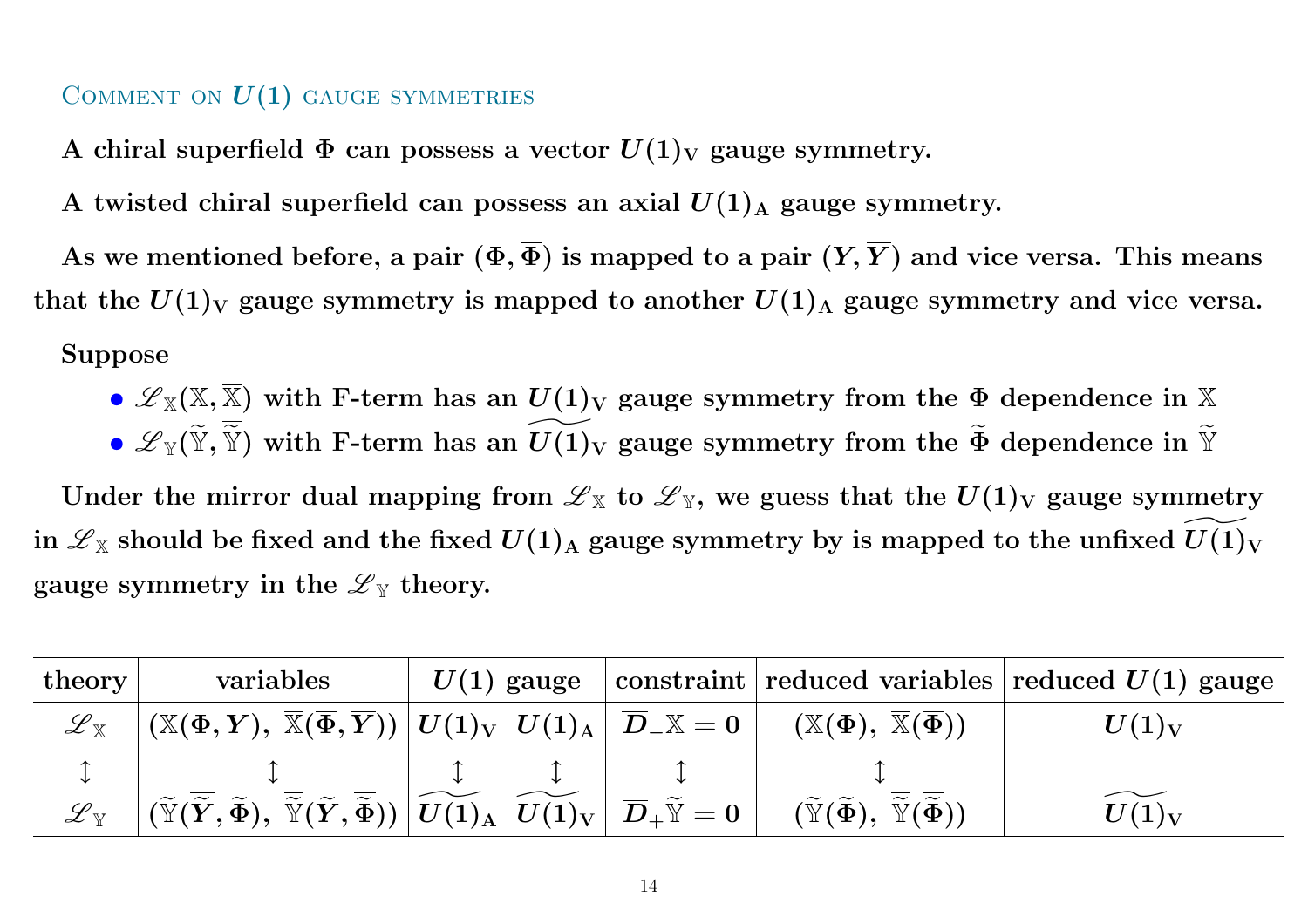### Comment on $U(1)$ gauge symmetries

**A chiral superfield $\Phi$ can possess a vector $U(1)_{\rm V}$ gauge symmetry.**

**A twisted chiral superfield can possess an axial $U(1)_{\rm A}$ gauge symmetry.**

**As we mentioned before, a pair $(\Phi, \overline{\Phi})$ is mapped to a pair $(Y, \overline{Y})$ and vice versa. This means that the $U(1)_{\rm V}$ gauge symmetry is mapped to another $U(1)_{\rm A}$ gauge symmetry and vice versa.**

**Suppose**

- **$\mathscr{L}_{\mathbb{X}}(\mathbb{X}, \overline{\mathbb{X}})$ with F-term has an $U(1)_{\rm V}$ gauge symmetry from the $\Phi$ dependence in $\mathbb{X}$**
- **$\mathscr{L}_{\mathbb{Y}}(\widetilde{\mathbb{Y}}, \overline{\widetilde{\mathbb{Y}}})$ with F-term has an $\widetilde{U(1)}_{\rm V}$ gauge symmetry from the $\widetilde{\Phi}$ dependence in $\widetilde{\mathbb{Y}}$**

**Under the mirror dual mapping from $\mathscr{L}_{\mathbb{X}}$ to $\mathscr{L}_{\mathbb{Y}}$, we guess that the $U(1)_{\rm V}$ gauge symmetry in $\mathscr{L}_{\mathbb{X}}$ should be fixed and the fixed $U(1)_{\rm A}$ gauge symmetry by is mapped to the unfixed $\widetilde{U(1)}_{\rm V}$ gauge symmetry in the $\mathscr{L}_{\mathbb{Y}}$ theory.**

| theory | variables | $U(1)$ gauge | | constraint | reduced variables | reduced $U(1)$ gauge |
|---|---|---|---|---|---|---|
| $\mathscr{L}_{\mathbb{X}}$ | $(\mathbb{X}(\Phi, Y),\ \overline{\mathbb{X}}(\overline{\Phi}, \overline{Y}))$ | $U(1)_{\rm V}$ | $U(1)_{\rm A}$ | $\overline{D}_{-}\mathbb{X} = 0$ | $(\mathbb{X}(\Phi),\ \overline{\mathbb{X}}(\overline{\Phi}))$ | $U(1)_{\rm V}$ |
| $\updownarrow$ | $\updownarrow$ | $\updownarrow$ | $\updownarrow$ | $\updownarrow$ | $\updownarrow$ | |
| $\mathscr{L}_{\mathbb{Y}}$ | $(\widetilde{\mathbb{Y}}(\overline{\widetilde{Y}}, \widetilde{\Phi}),\ \overline{\widetilde{\mathbb{Y}}}(\widetilde{Y}, \overline{\widetilde{\Phi}}))$ | $\widetilde{U(1)}_{\rm A}$ | $\widetilde{U(1)}_{\rm V}$ | $\overline{D}_{+}\widetilde{\mathbb{Y}} = 0$ | $(\widetilde{\mathbb{Y}}(\widetilde{\Phi}),\ \overline{\widetilde{\mathbb{Y}}}(\overline{\widetilde{\Phi}}))$ | $\widetilde{U(1)}_{\rm V}$ |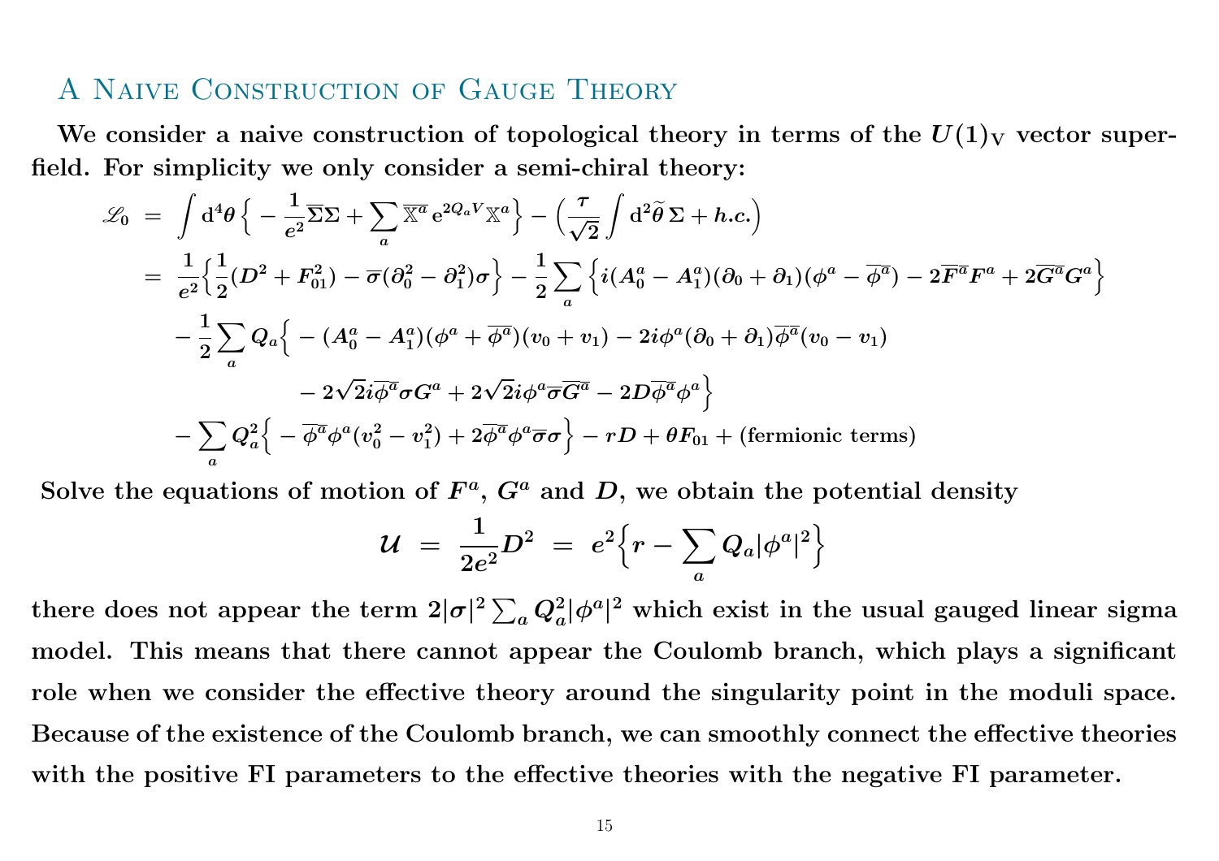## A Naive Construction of Gauge Theory

We consider a naive construction of topological theory in terms of the $U(1)_{\rm V}$ vector superfield. For simplicity we only consider a semi-chiral theory:

$$
\begin{aligned}
\mathscr{L}_0 \;&=\; \int \mathrm{d}^4\theta \Big\{ -\frac{1}{e^2}\overline{\Sigma}\Sigma + \sum_a \overline{\mathbb{X}^a}\, \mathrm{e}^{2Q_a V}\mathbb{X}^a \Big\} - \Big( \frac{\tau}{\sqrt{2}} \int \mathrm{d}^2\widetilde{\theta}\, \Sigma + h.c. \Big) \\
&=\; \frac{1}{e^2}\Big\{ \frac{1}{2}(D^2 + F_{01}^2) - \overline{\sigma}(\partial_0^2 - \partial_1^2)\sigma \Big\} - \frac{1}{2}\sum_a \Big\{ i(A_0^a - A_1^a)(\partial_0 + \partial_1)(\phi^a - \overline{\phi^a}) - 2\overline{F^a}F^a + 2\overline{G^a}G^a \Big\} \\
&\quad - \frac{1}{2}\sum_a Q_a \Big\{ -(A_0^a - A_1^a)(\phi^a + \overline{\phi^a})(v_0 + v_1) - 2i\phi^a(\partial_0 + \partial_1)\overline{\phi^a}(v_0 - v_1) \\
&\qquad\qquad - 2\sqrt{2}i\overline{\phi^a}\sigma G^a + 2\sqrt{2}i\phi^a\overline{\sigma}\overline{G^a} - 2D\overline{\phi^a}\phi^a \Big\} \\
&\quad - \sum_a Q_a^2 \Big\{ -\overline{\phi^a}\phi^a(v_0^2 - v_1^2) + 2\overline{\phi^a}\phi^a\overline{\sigma}\sigma \Big\} - rD + \theta F_{01} + (\text{fermionic terms})
\end{aligned}
$$

Solve the equations of motion of $F^a$, $G^a$ and $D$, we obtain the potential density

$$
\mathcal{U} \;=\; \frac{1}{2e^2}D^2 \;=\; e^2\Big\{ r - \sum_a Q_a|\phi^a|^2 \Big\}
$$

there does not appear the term $2|\sigma|^2\sum_a Q_a^2|\phi^a|^2$ which exist in the usual gauged linear sigma model. This means that there cannot appear the Coulomb branch, which plays a significant role when we consider the effective theory around the singularity point in the moduli space. Because of the existence of the Coulomb branch, we can smoothly connect the effective theories with the positive FI parameters to the effective theories with the negative FI parameter.